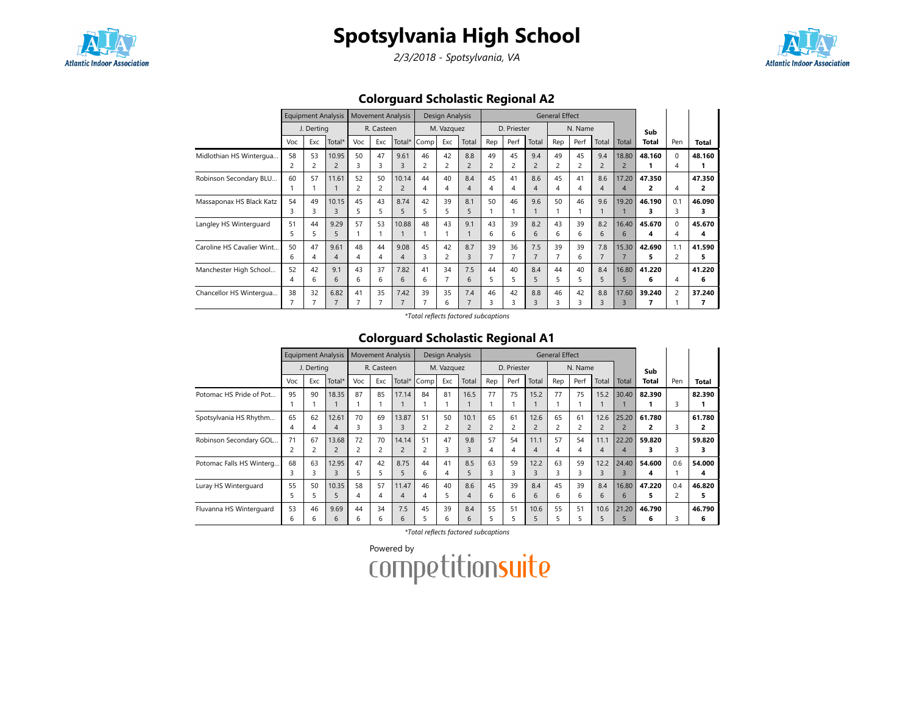# Spotsylvania High School

*2/3/2018 - Spotsylvania, VA*

## Colorguard Scholastic Regional A2

| | Equipment Analysis | | | Movement Analysis | | | Design Analysis | | | General Effect | | | | | | | Sub | | |
|---|---|---|---|---|---|---|---|---|---|---|---|---|---|---|---|---|---|---|---|
| | J. Derting | | | R. Casteen | | | M. Vazquez | | | D. Priester | | | N. Name | | | | | | |
| | Voc | Exc | Total* | Voc | Exc | Total* | Comp | Exc | Total | Rep | Perf | Total | Rep | Perf | Total | Total | Total | Pen | **Total** |
| Midlothian HS Wintergua... | 58<br>2 | 53<br>2 | 10.95<br>2 | 50<br>3 | 47<br>3 | 9.61<br>3 | 46<br>2 | 42<br>2 | 8.8<br>2 | 49<br>2 | 45<br>2 | 9.4<br>2 | 49<br>2 | 45<br>2 | 9.4<br>2 | 18.80<br>2 | **48.160<br>1** | 0<br>4 | **48.160<br>1** |
| Robinson Secondary BLU... | 60<br>1 | 57<br>1 | 11.61<br>1 | 52<br>2 | 50<br>2 | 10.14<br>2 | 44<br>4 | 40<br>4 | 8.4<br>4 | 45<br>4 | 41<br>4 | 8.6<br>4 | 45<br>4 | 41<br>4 | 8.6<br>4 | 17.20<br>4 | **47.350<br>2** | 4 | **47.350<br>2** |
| Massaponax HS Black Katz | 54<br>3 | 49<br>3 | 10.15<br>3 | 45<br>5 | 43<br>5 | 8.74<br>5 | 42<br>5 | 39<br>5 | 8.1<br>5 | 50<br>1 | 46<br>1 | 9.6<br>1 | 50<br>1 | 46<br>1 | 9.6<br>1 | 19.20<br>1 | **46.190<br>3** | 0.1<br>3 | **46.090<br>3** |
| Langley HS Winterguard | 51<br>5 | 44<br>5 | 9.29<br>5 | 57<br>1 | 53<br>1 | 10.88<br>1 | 48<br>1 | 43<br>1 | 9.1<br>1 | 43<br>6 | 39<br>6 | 8.2<br>6 | 43<br>6 | 39<br>6 | 8.2<br>6 | 16.40<br>6 | **45.670<br>4** | 0<br>4 | **45.670<br>4** |
| Caroline HS Cavalier Wint... | 50<br>6 | 47<br>4 | 9.61<br>4 | 48<br>4 | 44<br>4 | 9.08<br>4 | 45<br>3 | 42<br>2 | 8.7<br>3 | 39<br>7 | 36<br>7 | 7.5<br>7 | 39<br>7 | 39<br>6 | 7.8<br>7 | 15.30<br>7 | **42.690<br>5** | 1.1<br>2 | **41.590<br>5** |
| Manchester High School... | 52<br>4 | 42<br>6 | 9.1<br>6 | 43<br>6 | 37<br>6 | 7.82<br>6 | 41<br>6 | 34<br>7 | 7.5<br>6 | 44<br>5 | 40<br>5 | 8.4<br>5 | 44<br>5 | 40<br>5 | 8.4<br>5 | 16.80<br>5 | **41.220<br>6** | 4 | **41.220<br>6** |
| Chancellor HS Wintergua... | 38<br>7 | 32<br>7 | 6.82<br>7 | 41<br>7 | 35<br>7 | 7.42<br>7 | 39<br>7 | 35<br>6 | 7.4<br>7 | 46<br>3 | 42<br>3 | 8.8<br>3 | 46<br>3 | 42<br>3 | 8.8<br>3 | 17.60<br>3 | **39.240<br>7** | 2<br>1 | **37.240<br>7** |

*\*Total reflects factored subcaptions*

## Colorguard Scholastic Regional A1

| | Equipment Analysis | | | Movement Analysis | | | Design Analysis | | | General Effect | | | | | | | Sub | | |
|---|---|---|---|---|---|---|---|---|---|---|---|---|---|---|---|---|---|---|---|
| | J. Derting | | | R. Casteen | | | M. Vazquez | | | D. Priester | | | N. Name | | | | | | |
| | Voc | Exc | Total* | Voc | Exc | Total* | Comp | Exc | Total | Rep | Perf | Total | Rep | Perf | Total | Total | Total | Pen | **Total** |
| Potomac HS Pride of Pot... | 95<br>1 | 90<br>1 | 18.35<br>1 | 87<br>1 | 85<br>1 | 17.14<br>1 | 84<br>1 | 81<br>1 | 16.5<br>1 | 77<br>1 | 75<br>1 | 15.2<br>1 | 77<br>1 | 75<br>1 | 15.2<br>1 | 30.40<br>1 | **82.390<br>1** | 3 | **82.390<br>1** |
| Spotsylvania HS Rhythm... | 65<br>4 | 62<br>4 | 12.61<br>4 | 70<br>3 | 69<br>3 | 13.87<br>3 | 51<br>2 | 50<br>2 | 10.1<br>2 | 65<br>2 | 61<br>2 | 12.6<br>2 | 65<br>2 | 61<br>2 | 12.6<br>2 | 25.20<br>2 | **61.780<br>2** | 3 | **61.780<br>2** |
| Robinson Secondary GOL... | 71<br>2 | 67<br>2 | 13.68<br>2 | 72<br>2 | 70<br>2 | 14.14<br>2 | 51<br>2 | 47<br>3 | 9.8<br>3 | 57<br>4 | 54<br>4 | 11.1<br>4 | 57<br>4 | 54<br>4 | 11.1<br>4 | 22.20<br>4 | **59.820<br>3** | 3 | **59.820<br>3** |
| Potomac Falls HS Winterg... | 68<br>3 | 63<br>3 | 12.95<br>3 | 47<br>5 | 42<br>5 | 8.75<br>5 | 44<br>6 | 41<br>4 | 8.5<br>5 | 63<br>3 | 59<br>3 | 12.2<br>3 | 63<br>3 | 59<br>3 | 12.2<br>3 | 24.40<br>3 | **54.600<br>4** | 0.6<br>1 | **54.000<br>4** |
| Luray HS Winterguard | 55<br>5 | 50<br>5 | 10.35<br>5 | 58<br>4 | 57<br>4 | 11.47<br>4 | 46<br>4 | 40<br>5 | 8.6<br>4 | 45<br>6 | 39<br>6 | 8.4<br>6 | 45<br>6 | 39<br>6 | 8.4<br>6 | 16.80<br>6 | **47.220<br>5** | 0.4<br>2 | **46.820<br>5** |
| Fluvanna HS Winterguard | 53<br>6 | 46<br>6 | 9.69<br>6 | 44<br>6 | 34<br>6 | 7.5<br>6 | 45<br>5 | 39<br>6 | 8.4<br>6 | 55<br>5 | 51<br>5 | 10.6<br>5 | 55<br>5 | 51<br>5 | 10.6<br>5 | 21.20<br>5 | **46.790<br>6** | 3 | **46.790<br>6** |

*\*Total reflects factored subcaptions*

Powered by competitionsuite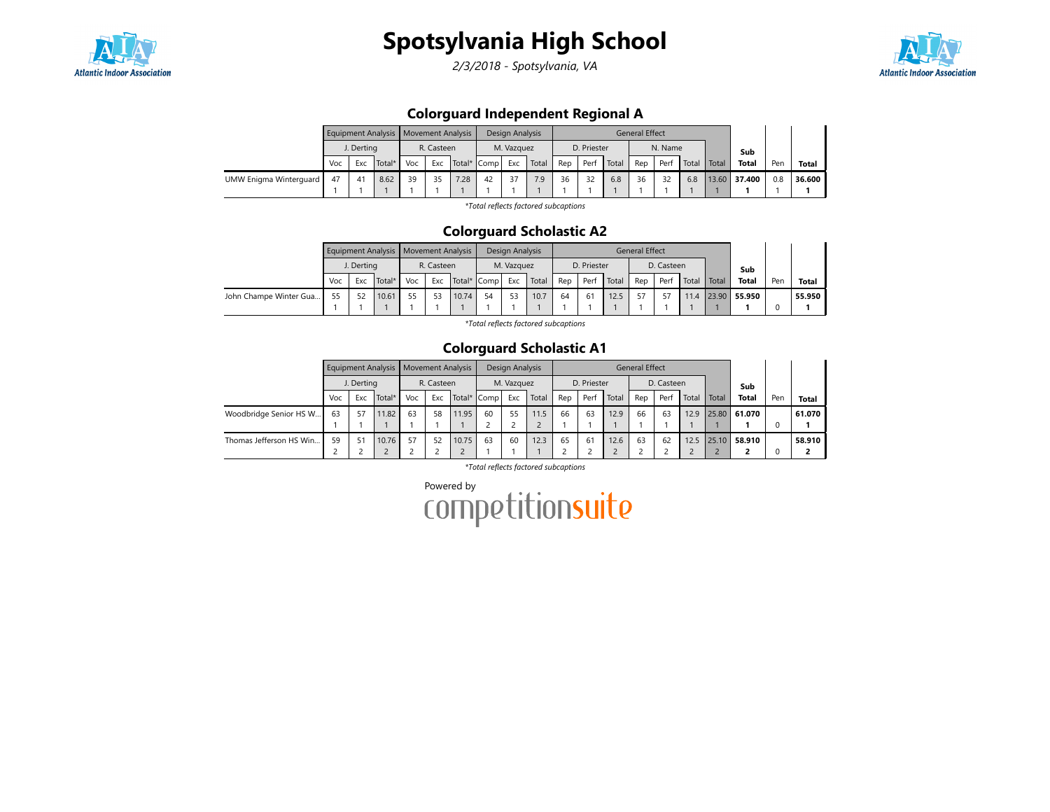# Spotsylvania High School

*2/3/2018 - Spotsylvania, VA*

## Colorguard Independent Regional A

| | Equipment Analysis | | | Movement Analysis | | | Design Analysis | | | General Effect | | | | | | | | | |
|---|---|---|---|---|---|---|---|---|---|---|---|---|---|---|---|---|---|---|---|
| | J. Derting | | | R. Casteen | | | M. Vazquez | | | D. Priester | | | N. Name | | | | Sub | | |
| | Voc | Exc | Total* | Voc | Exc | Total* | Comp | Exc | Total | Rep | Perf | Total | Rep | Perf | Total | Total | Total | Pen | Total |
| UMW Enigma Winterguard | 47<br>1 | 41<br>1 | 8.62<br>1 | 39<br>1 | 35<br>1 | 7.28<br>1 | 42<br>1 | 37<br>1 | 7.9<br>1 | 36<br>1 | 32<br>1 | 6.8<br>1 | 36<br>1 | 32<br>1 | 6.8<br>1 | 13.60<br>1 | **37.400**<br>**1** | 0.8<br>1 | **36.600**<br>**1** |

*\*Total reflects factored subcaptions*

## Colorguard Scholastic A2

| | Equipment Analysis | | | Movement Analysis | | | Design Analysis | | | General Effect | | | | | | | | | |
|---|---|---|---|---|---|---|---|---|---|---|---|---|---|---|---|---|---|---|---|
| | J. Derting | | | R. Casteen | | | M. Vazquez | | | D. Priester | | | D. Casteen | | | | Sub | | |
| | Voc | Exc | Total* | Voc | Exc | Total* | Comp | Exc | Total | Rep | Perf | Total | Rep | Perf | Total | Total | Total | Pen | Total |
| John Champe Winter Gua... | 55<br>1 | 52<br>1 | 10.61<br>1 | 55<br>1 | 53<br>1 | 10.74<br>1 | 54<br>1 | 53<br>1 | 10.7<br>1 | 64<br>1 | 61<br>1 | 12.5<br>1 | 57<br>1 | 57<br>1 | 11.4<br>1 | 23.90<br>1 | **55.950**<br>**1** | <br>0 | **55.950**<br>**1** |

*\*Total reflects factored subcaptions*

## Colorguard Scholastic A1

| | Equipment Analysis | | | Movement Analysis | | | Design Analysis | | | General Effect | | | | | | | | | |
|---|---|---|---|---|---|---|---|---|---|---|---|---|---|---|---|---|---|---|---|
| | J. Derting | | | R. Casteen | | | M. Vazquez | | | D. Priester | | | D. Casteen | | | | Sub | | |
| | Voc | Exc | Total* | Voc | Exc | Total* | Comp | Exc | Total | Rep | Perf | Total | Rep | Perf | Total | Total | Total | Pen | Total |
| Woodbridge Senior HS W... | 63<br>1 | 57<br>1 | 11.82<br>1 | 63<br>1 | 58<br>1 | 11.95<br>1 | 60<br>2 | 55<br>2 | 11.5<br>2 | 66<br>1 | 63<br>1 | 12.9<br>1 | 66<br>1 | 63<br>1 | 12.9<br>1 | 25.80<br>1 | **61.070**<br>**1** | <br>0 | **61.070**<br>**1** |
| Thomas Jefferson HS Win... | 59<br>2 | 51<br>2 | 10.76<br>2 | 57<br>2 | 52<br>2 | 10.75<br>2 | 63<br>1 | 60<br>1 | 12.3<br>1 | 65<br>2 | 61<br>2 | 12.6<br>2 | 63<br>2 | 62<br>2 | 12.5<br>2 | 25.10<br>2 | **58.910**<br>**2** | <br>0 | **58.910**<br>**2** |

*\*Total reflects factored subcaptions*

Powered by competitionsuite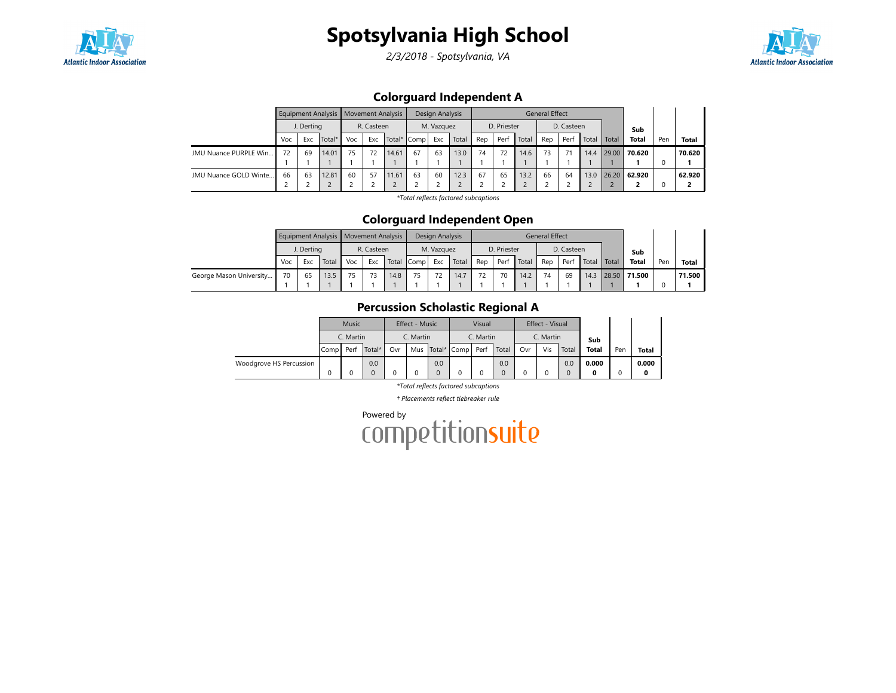# Spotsylvania High School

*2/3/2018 - Spotsylvania, VA*

## Colorguard Independent A

| | Equipment Analysis | | | Movement Analysis | | | Design Analysis | | | General Effect | | | | | | | | | | |
|---|---|---|---|---|---|---|---|---|---|---|---|---|---|---|---|---|---|---|---|---|
| | J. Derting | | | R. Casteen | | | M. Vazquez | | | D. Priester | | | D. Casteen | | | | Sub | | |
| | Voc | Exc | Total* | Voc | Exc | Total* | Comp | Exc | Total | Rep | Perf | Total | Rep | Perf | Total | Total | Total | Pen | Total |
| JMU Nuance PURPLE Win... | 72<br>1 | 69<br>1 | 14.01<br>1 | 75<br>1 | 72<br>1 | 14.61<br>1 | 67<br>1 | 63<br>1 | 13.0<br>1 | 74<br>1 | 72<br>1 | 14.6<br>1 | 73<br>1 | 71<br>1 | 14.4<br>1 | 29.00<br>1 | **70.620**<br>**1** | 0 | **70.620**<br>**1** |
| JMU Nuance GOLD Winte... | 66<br>2 | 63<br>2 | 12.81<br>2 | 60<br>2 | 57<br>2 | 11.61<br>2 | 63<br>2 | 60<br>2 | 12.3<br>2 | 67<br>2 | 65<br>2 | 13.2<br>2 | 66<br>2 | 64<br>2 | 13.0<br>2 | 26.20<br>2 | **62.920**<br>**2** | 0 | **62.920**<br>**2** |

*\*Total reflects factored subcaptions*

## Colorguard Independent Open

| | Equipment Analysis | | | Movement Analysis | | | Design Analysis | | | General Effect | | | | | | | | | |
|---|---|---|---|---|---|---|---|---|---|---|---|---|---|---|---|---|---|---|---|
| | J. Derting | | | R. Casteen | | | M. Vazquez | | | D. Priester | | | D. Casteen | | | | Sub | | |
| | Voc | Exc | Total | Voc | Exc | Total | Comp | Exc | Total | Rep | Perf | Total | Rep | Perf | Total | Total | Total | Pen | Total |
| George Mason University... | 70<br>1 | 65<br>1 | 13.5<br>1 | 75<br>1 | 73<br>1 | 14.8<br>1 | 75<br>1 | 72<br>1 | 14.7<br>1 | 72<br>1 | 70<br>1 | 14.2<br>1 | 74<br>1 | 69<br>1 | 14.3<br>1 | 28.50<br>1 | **71.500**<br>**1** | 0 | **71.500**<br>**1** |

## Percussion Scholastic Regional A

| | Music | | | Effect - Music | | | Visual | | | Effect - Visual | | | | | |
|---|---|---|---|---|---|---|---|---|---|---|---|---|---|---|---|
| | C. Martin | | | C. Martin | | | C. Martin | | | C. Martin | | | Sub | | |
| | Comp | Perf | Total* | Ovr | Mus | Total* | Comp | Perf | Total | Ovr | Vis | Total | Total | Pen | Total |
| Woodgrove HS Percussion | 0 | 0 | 0.0<br>0 | 0 | 0 | 0.0<br>0 | 0 | 0 | 0.0<br>0 | 0 | 0 | 0.0<br>0 | **0.000**<br>**0** | 0 | **0.000**<br>**0** |

*\*Total reflects factored subcaptions*

*† Placements reflect tiebreaker rule*

Powered by competitionsuite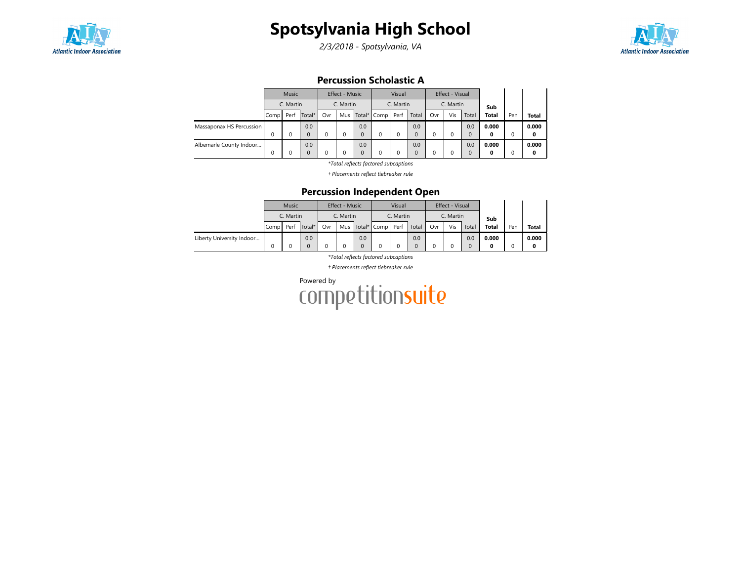# Spotsylvania High School

*2/3/2018 - Spotsylvania, VA*

## Percussion Scholastic A

| | Music | | | Effect - Music | | | Visual | | | Effect - Visual | | | Sub | | |
|---|---|---|---|---|---|---|---|---|---|---|---|---|---|---|---|
| | C. Martin | | | C. Martin | | | C. Martin | | | C. Martin | | | | | |
| | Comp | Perf | Total* | Ovr | Mus | Total* | Comp | Perf | Total | Ovr | Vis | Total | **Total** | Pen | **Total** |
| Massaponax HS Percussion | 0 | 0 | 0.0 0 | 0 | 0 | 0.0 0 | 0 | 0 | 0.0 0 | 0 | 0 | 0.0 0 | **0.000 0** | 0 | **0.000 0** |
| Albemarle County Indoor... | 0 | 0 | 0.0 0 | 0 | 0 | 0.0 0 | 0 | 0 | 0.0 0 | 0 | 0 | 0.0 0 | **0.000 0** | 0 | **0.000 0** |

*\*Total reflects factored subcaptions*

*† Placements reflect tiebreaker rule*

## Percussion Independent Open

| | Music | | | Effect - Music | | | Visual | | | Effect - Visual | | | Sub | | |
|---|---|---|---|---|---|---|---|---|---|---|---|---|---|---|---|
| | C. Martin | | | C. Martin | | | C. Martin | | | C. Martin | | | | | |
| | Comp | Perf | Total* | Ovr | Mus | Total* | Comp | Perf | Total | Ovr | Vis | Total | **Total** | Pen | **Total** |
| Liberty University Indoor... | 0 | 0 | 0.0 0 | 0 | 0 | 0.0 0 | 0 | 0 | 0.0 0 | 0 | 0 | 0.0 0 | **0.000 0** | 0 | **0.000 0** |

*\*Total reflects factored subcaptions*

*† Placements reflect tiebreaker rule*

Powered by competitionsuite